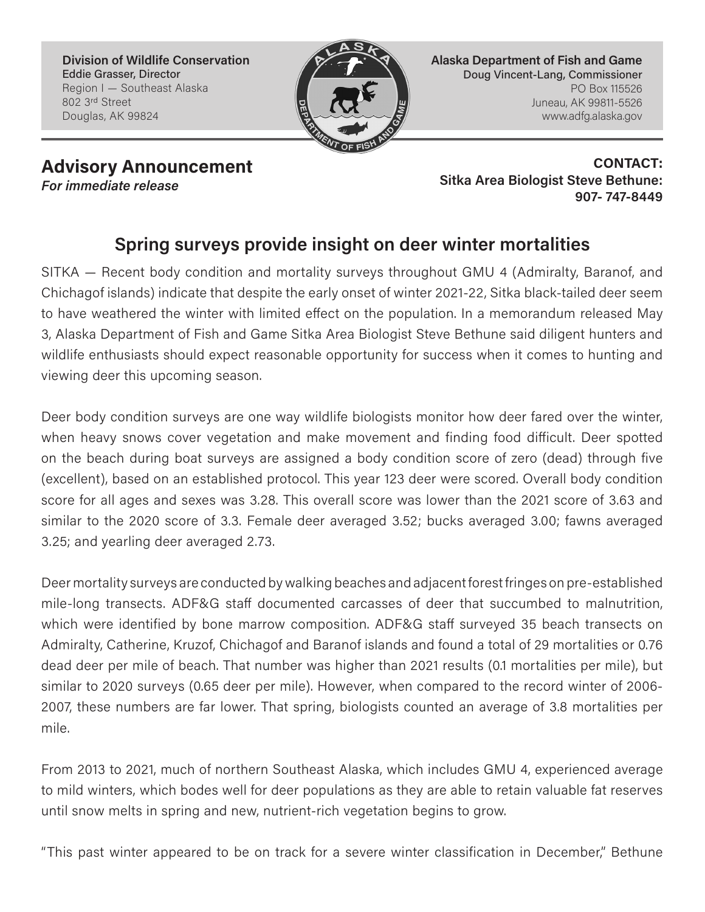**Division of Wildlife Conservation**
Eddie Grasser, Director
Region I — Southeast Alaska
802 3rd Street
Douglas, AK 99824

**Alaska Department of Fish and Game**
Doug Vincent-Lang, Commissioner
PO Box 115526
Juneau, AK 99811-5526
www.adfg.alaska.gov

## Advisory Announcement

***For immediate release***

**CONTACT:**
**Sitka Area Biologist Steve Bethune:**
**907- 747-8449**

# Spring surveys provide insight on deer winter mortalities

SITKA — Recent body condition and mortality surveys throughout GMU 4 (Admiralty, Baranof, and Chichagof islands) indicate that despite the early onset of winter 2021-22, Sitka black-tailed deer seem to have weathered the winter with limited effect on the population. In a memorandum released May 3, Alaska Department of Fish and Game Sitka Area Biologist Steve Bethune said diligent hunters and wildlife enthusiasts should expect reasonable opportunity for success when it comes to hunting and viewing deer this upcoming season.

Deer body condition surveys are one way wildlife biologists monitor how deer fared over the winter, when heavy snows cover vegetation and make movement and finding food difficult. Deer spotted on the beach during boat surveys are assigned a body condition score of zero (dead) through five (excellent), based on an established protocol. This year 123 deer were scored. Overall body condition score for all ages and sexes was 3.28. This overall score was lower than the 2021 score of 3.63 and similar to the 2020 score of 3.3. Female deer averaged 3.52; bucks averaged 3.00; fawns averaged 3.25; and yearling deer averaged 2.73.

Deer mortality surveys are conducted by walking beaches and adjacent forest fringes on pre-established mile-long transects. ADF&G staff documented carcasses of deer that succumbed to malnutrition, which were identified by bone marrow composition. ADF&G staff surveyed 35 beach transects on Admiralty, Catherine, Kruzof, Chichagof and Baranof islands and found a total of 29 mortalities or 0.76 dead deer per mile of beach. That number was higher than 2021 results (0.1 mortalities per mile), but similar to 2020 surveys (0.65 deer per mile). However, when compared to the record winter of 2006-2007, these numbers are far lower. That spring, biologists counted an average of 3.8 mortalities per mile.

From 2013 to 2021, much of northern Southeast Alaska, which includes GMU 4, experienced average to mild winters, which bodes well for deer populations as they are able to retain valuable fat reserves until snow melts in spring and new, nutrient-rich vegetation begins to grow.

"This past winter appeared to be on track for a severe winter classification in December," Bethune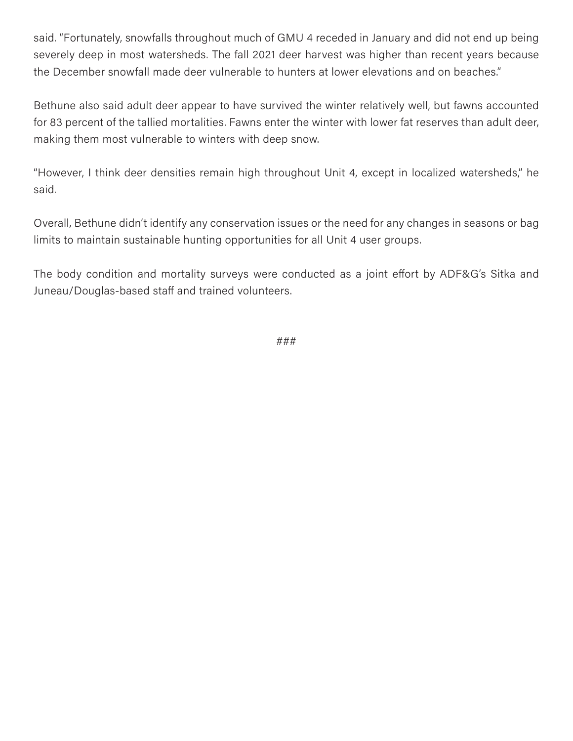said. "Fortunately, snowfalls throughout much of GMU 4 receded in January and did not end up being severely deep in most watersheds. The fall 2021 deer harvest was higher than recent years because the December snowfall made deer vulnerable to hunters at lower elevations and on beaches."

Bethune also said adult deer appear to have survived the winter relatively well, but fawns accounted for 83 percent of the tallied mortalities. Fawns enter the winter with lower fat reserves than adult deer, making them most vulnerable to winters with deep snow.

"However, I think deer densities remain high throughout Unit 4, except in localized watersheds," he said.

Overall, Bethune didn't identify any conservation issues or the need for any changes in seasons or bag limits to maintain sustainable hunting opportunities for all Unit 4 user groups.

The body condition and mortality surveys were conducted as a joint effort by ADF&G's Sitka and Juneau/Douglas-based staff and trained volunteers.

###